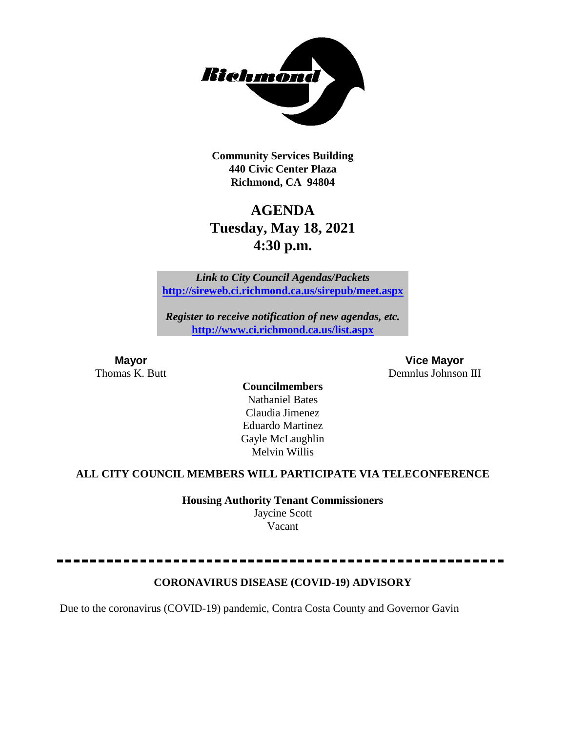**Community Services Building**
**440 Civic Center Plaza**
**Richmond, CA 94804**

# AGENDA
## Tuesday, May 18, 2021
## 4:30 p.m.

*Link to City Council Agendas/Packets*
**http://sireweb.ci.richmond.ca.us/sirepub/meet.aspx**

*Register to receive notification of new agendas, etc.*
**http://www.ci.richmond.ca.us/list.aspx**

**Mayor**
Thomas K. Butt

**Vice Mayor**
Demnlus Johnson III

**Councilmembers**
Nathaniel Bates
Claudia Jimenez
Eduardo Martinez
Gayle McLaughlin
Melvin Willis

**ALL CITY COUNCIL MEMBERS WILL PARTICIPATE VIA TELECONFERENCE**

**Housing Authority Tenant Commissioners**
Jaycine Scott
Vacant

---

**CORONAVIRUS DISEASE (COVID-19) ADVISORY**

Due to the coronavirus (COVID-19) pandemic, Contra Costa County and Governor Gavin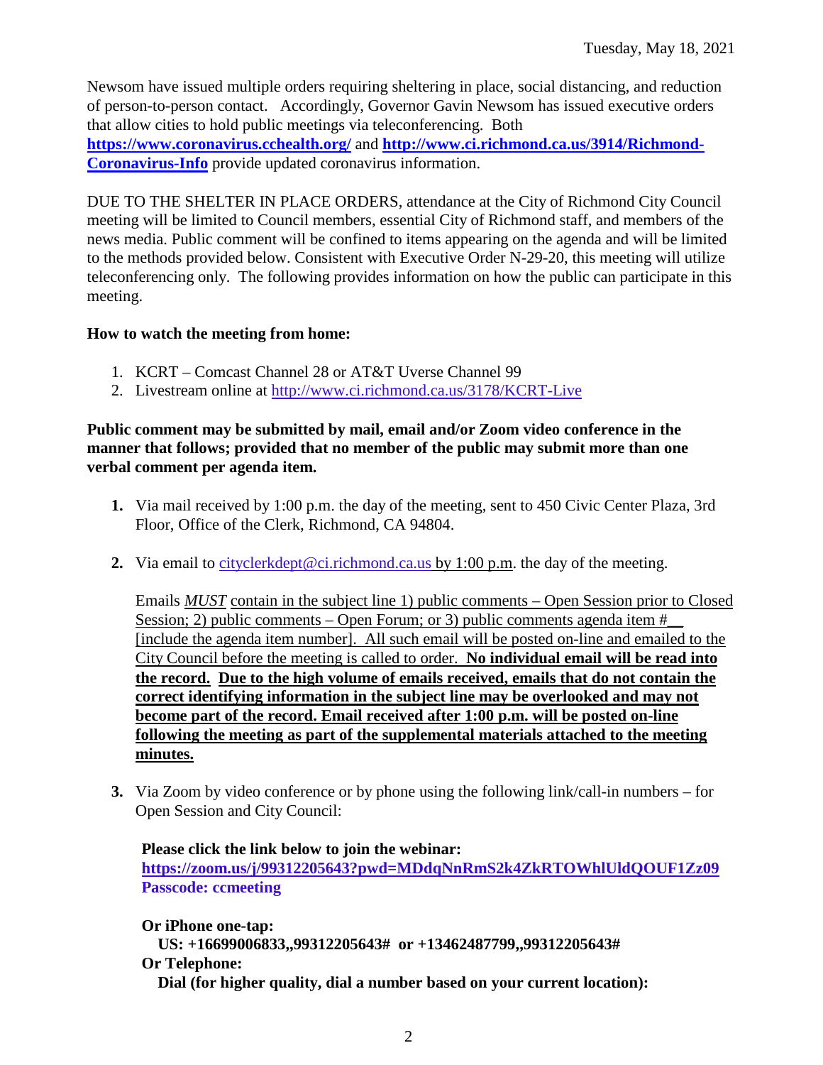Newsom have issued multiple orders requiring sheltering in place, social distancing, and reduction of person-to-person contact. Accordingly, Governor Gavin Newsom has issued executive orders that allow cities to hold public meetings via teleconferencing. Both **https://www.coronavirus.cchealth.org/** and **http://www.ci.richmond.ca.us/3914/Richmond-Coronavirus-Info** provide updated coronavirus information.

DUE TO THE SHELTER IN PLACE ORDERS, attendance at the City of Richmond City Council meeting will be limited to Council members, essential City of Richmond staff, and members of the news media. Public comment will be confined to items appearing on the agenda and will be limited to the methods provided below. Consistent with Executive Order N-29-20, this meeting will utilize teleconferencing only. The following provides information on how the public can participate in this meeting.

**How to watch the meeting from home:**

1. KCRT – Comcast Channel 28 or AT&T Uverse Channel 99
2. Livestream online at http://www.ci.richmond.ca.us/3178/KCRT-Live

**Public comment may be submitted by mail, email and/or Zoom video conference in the manner that follows; provided that no member of the public may submit more than one verbal comment per agenda item.**

1. Via mail received by 1:00 p.m. the day of the meeting, sent to 450 Civic Center Plaza, 3rd Floor, Office of the Clerk, Richmond, CA 94804.

2. Via email to cityclerkdept@ci.richmond.ca.us by 1:00 p.m. the day of the meeting.

   Emails ***MUST*** contain in the subject line 1) public comments – Open Session prior to Closed Session; 2) public comments – Open Forum; or 3) public comments agenda item #__ [include the agenda item number]. All such email will be posted on-line and emailed to the City Council before the meeting is called to order. **No individual email will be read into the record. Due to the high volume of emails received, emails that do not contain the correct identifying information in the subject line may be overlooked and may not become part of the record. Email received after 1:00 p.m. will be posted on-line following the meeting as part of the supplemental materials attached to the meeting minutes.**

3. Via Zoom by video conference or by phone using the following link/call-in numbers – for Open Session and City Council:

   **Please click the link below to join the webinar:**
   **https://zoom.us/j/99312205643?pwd=MDdqNnRmS2k4ZkRTOWhlUldQOUF1Zz09**
   **Passcode: ccmeeting**

   **Or iPhone one-tap:**
   **US: +16699006833,,99312205643# or +13462487799,,99312205643#**
   **Or Telephone:**
   **Dial (for higher quality, dial a number based on your current location):**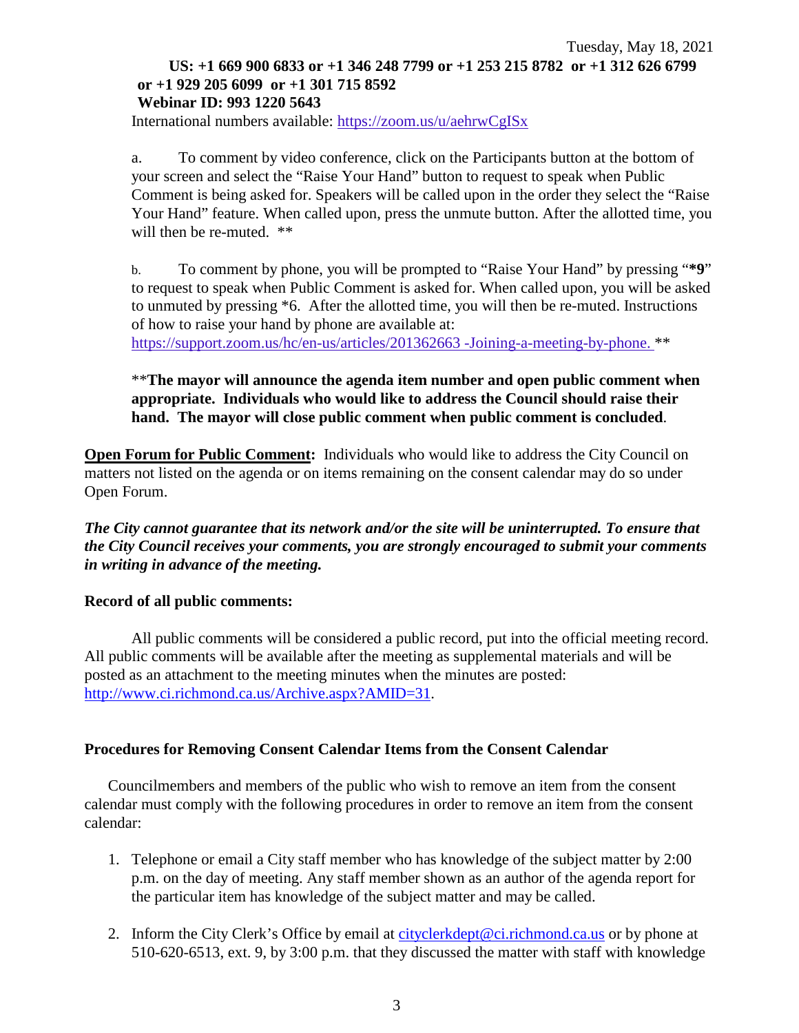**US: +1 669 900 6833 or +1 346 248 7799 or +1 253 215 8782 or +1 312 626 6799 or +1 929 205 6099 or +1 301 715 8592**
**Webinar ID: 993 1220 5643**
International numbers available: https://zoom.us/u/aehrwCgISx

a. To comment by video conference, click on the Participants button at the bottom of your screen and select the "Raise Your Hand" button to request to speak when Public Comment is being asked for. Speakers will be called upon in the order they select the "Raise Your Hand" feature. When called upon, press the unmute button. After the allotted time, you will then be re-muted. **

b. To comment by phone, you will be prompted to "Raise Your Hand" by pressing "***9**" to request to speak when Public Comment is asked for. When called upon, you will be asked to unmuted by pressing *6. After the allotted time, you will then be re-muted. Instructions of how to raise your hand by phone are available at: https://support.zoom.us/hc/en-us/articles/201362663 -Joining-a-meeting-by-phone. **

****The mayor will announce the agenda item number and open public comment when appropriate. Individuals who would like to address the Council should raise their hand. The mayor will close public comment when public comment is concluded**.

**Open Forum for Public Comment:** Individuals who would like to address the City Council on matters not listed on the agenda or on items remaining on the consent calendar may do so under Open Forum.

***The City cannot guarantee that its network and/or the site will be uninterrupted. To ensure that the City Council receives your comments, you are strongly encouraged to submit your comments in writing in advance of the meeting.***

**Record of all public comments:**

All public comments will be considered a public record, put into the official meeting record. All public comments will be available after the meeting as supplemental materials and will be posted as an attachment to the meeting minutes when the minutes are posted: http://www.ci.richmond.ca.us/Archive.aspx?AMID=31.

**Procedures for Removing Consent Calendar Items from the Consent Calendar**

Councilmembers and members of the public who wish to remove an item from the consent calendar must comply with the following procedures in order to remove an item from the consent calendar:

1. Telephone or email a City staff member who has knowledge of the subject matter by 2:00 p.m. on the day of meeting. Any staff member shown as an author of the agenda report for the particular item has knowledge of the subject matter and may be called.
2. Inform the City Clerk's Office by email at cityclerkdept@ci.richmond.ca.us or by phone at 510-620-6513, ext. 9, by 3:00 p.m. that they discussed the matter with staff with knowledge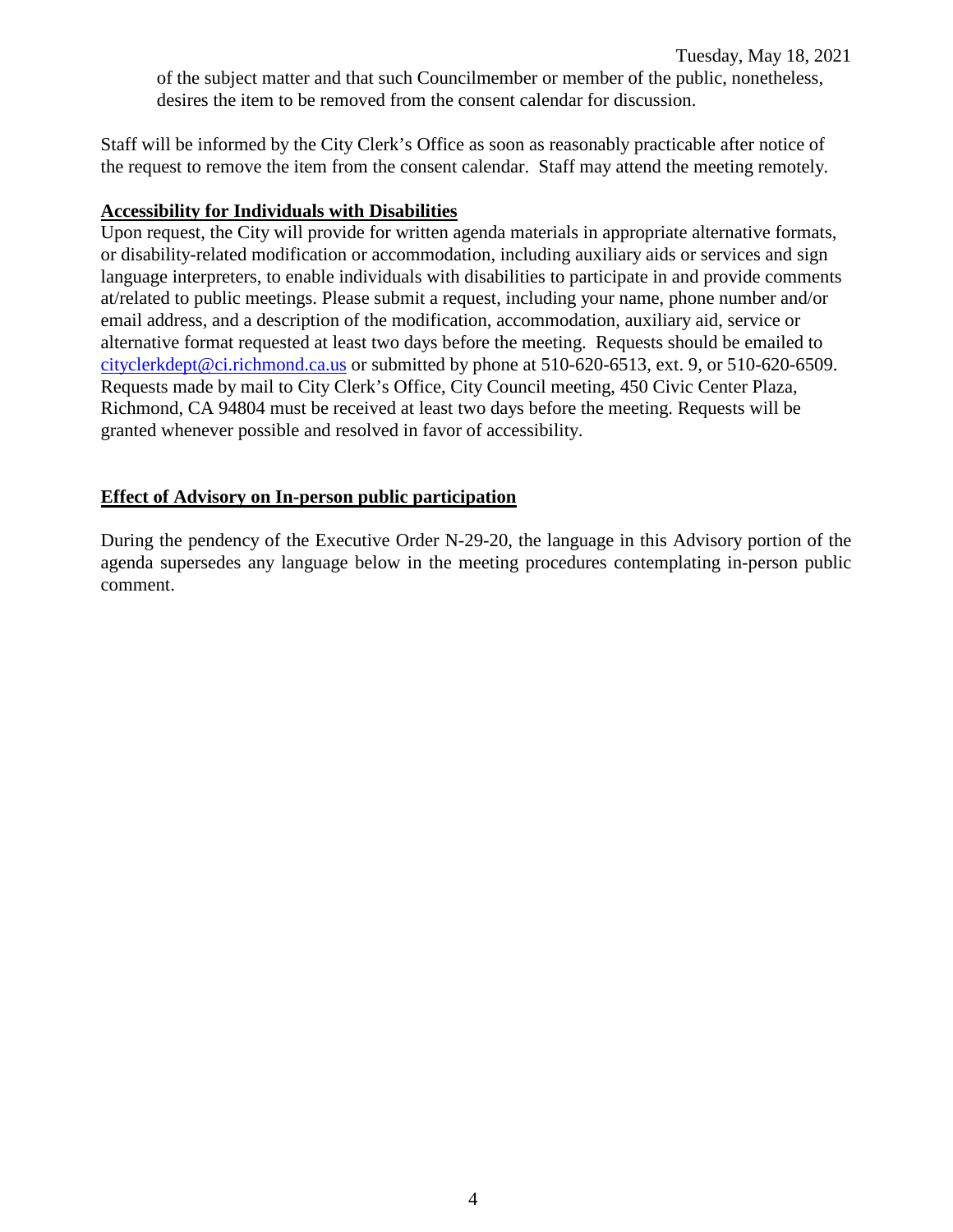of the subject matter and that such Councilmember or member of the public, nonetheless, desires the item to be removed from the consent calendar for discussion.

Staff will be informed by the City Clerk's Office as soon as reasonably practicable after notice of the request to remove the item from the consent calendar. Staff may attend the meeting remotely.

**Accessibility for Individuals with Disabilities**

Upon request, the City will provide for written agenda materials in appropriate alternative formats, or disability-related modification or accommodation, including auxiliary aids or services and sign language interpreters, to enable individuals with disabilities to participate in and provide comments at/related to public meetings. Please submit a request, including your name, phone number and/or email address, and a description of the modification, accommodation, auxiliary aid, service or alternative format requested at least two days before the meeting. Requests should be emailed to cityclerkdept@ci.richmond.ca.us or submitted by phone at 510-620-6513, ext. 9, or 510-620-6509. Requests made by mail to City Clerk's Office, City Council meeting, 450 Civic Center Plaza, Richmond, CA 94804 must be received at least two days before the meeting. Requests will be granted whenever possible and resolved in favor of accessibility.

**Effect of Advisory on In-person public participation**

During the pendency of the Executive Order N-29-20, the language in this Advisory portion of the agenda supersedes any language below in the meeting procedures contemplating in-person public comment.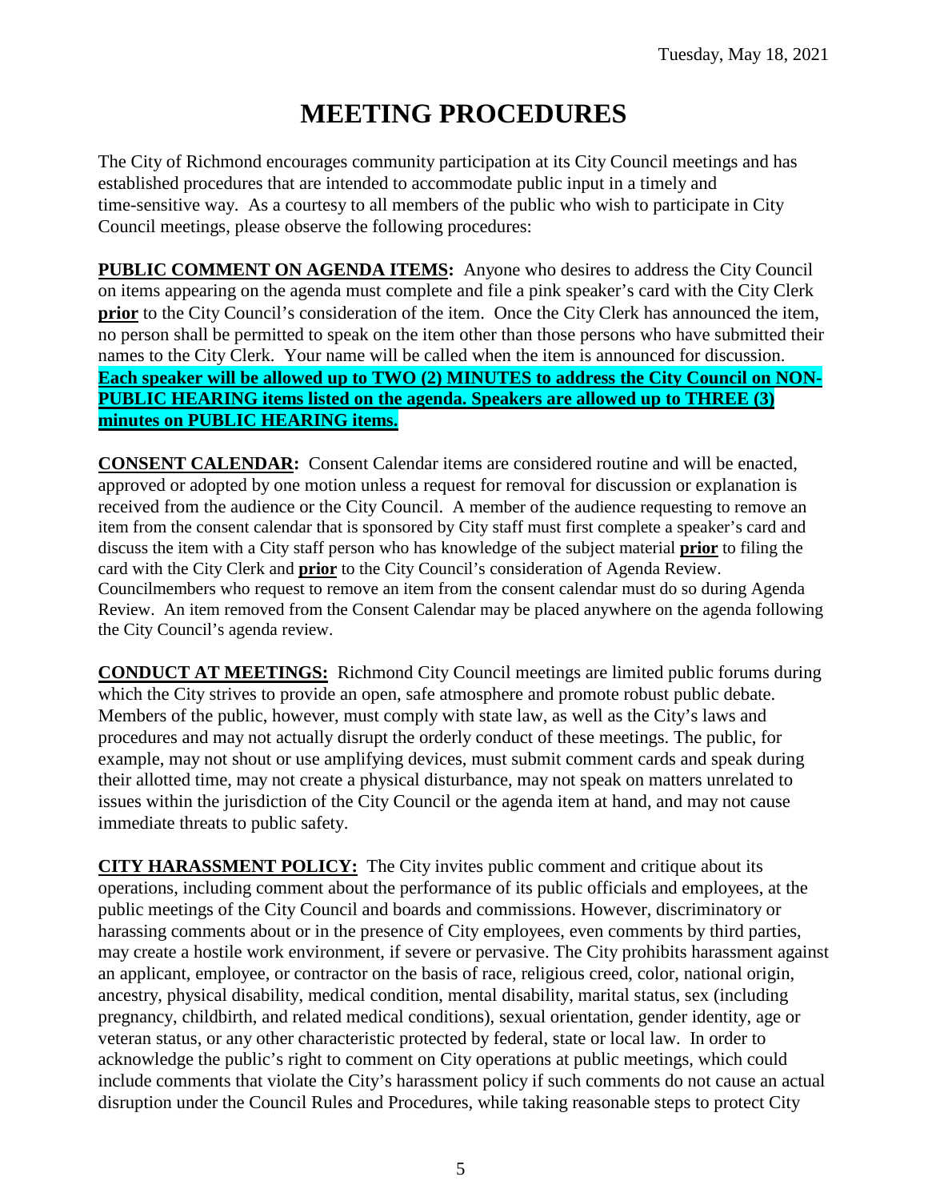# MEETING PROCEDURES

The City of Richmond encourages community participation at its City Council meetings and has established procedures that are intended to accommodate public input in a timely and time-sensitive way. As a courtesy to all members of the public who wish to participate in City Council meetings, please observe the following procedures:

**PUBLIC COMMENT ON AGENDA ITEMS:** Anyone who desires to address the City Council on items appearing on the agenda must complete and file a pink speaker's card with the City Clerk **prior** to the City Council's consideration of the item. Once the City Clerk has announced the item, no person shall be permitted to speak on the item other than those persons who have submitted their names to the City Clerk. Your name will be called when the item is announced for discussion. **Each speaker will be allowed up to TWO (2) MINUTES to address the City Council on NON-PUBLIC HEARING items listed on the agenda. Speakers are allowed up to THREE (3) minutes on PUBLIC HEARING items.**

**CONSENT CALENDAR:** Consent Calendar items are considered routine and will be enacted, approved or adopted by one motion unless a request for removal for discussion or explanation is received from the audience or the City Council. A member of the audience requesting to remove an item from the consent calendar that is sponsored by City staff must first complete a speaker's card and discuss the item with a City staff person who has knowledge of the subject material **prior** to filing the card with the City Clerk and **prior** to the City Council's consideration of Agenda Review. Councilmembers who request to remove an item from the consent calendar must do so during Agenda Review. An item removed from the Consent Calendar may be placed anywhere on the agenda following the City Council's agenda review.

**CONDUCT AT MEETINGS:** Richmond City Council meetings are limited public forums during which the City strives to provide an open, safe atmosphere and promote robust public debate. Members of the public, however, must comply with state law, as well as the City's laws and procedures and may not actually disrupt the orderly conduct of these meetings. The public, for example, may not shout or use amplifying devices, must submit comment cards and speak during their allotted time, may not create a physical disturbance, may not speak on matters unrelated to issues within the jurisdiction of the City Council or the agenda item at hand, and may not cause immediate threats to public safety.

**CITY HARASSMENT POLICY:** The City invites public comment and critique about its operations, including comment about the performance of its public officials and employees, at the public meetings of the City Council and boards and commissions. However, discriminatory or harassing comments about or in the presence of City employees, even comments by third parties, may create a hostile work environment, if severe or pervasive. The City prohibits harassment against an applicant, employee, or contractor on the basis of race, religious creed, color, national origin, ancestry, physical disability, medical condition, mental disability, marital status, sex (including pregnancy, childbirth, and related medical conditions), sexual orientation, gender identity, age or veteran status, or any other characteristic protected by federal, state or local law. In order to acknowledge the public's right to comment on City operations at public meetings, which could include comments that violate the City's harassment policy if such comments do not cause an actual disruption under the Council Rules and Procedures, while taking reasonable steps to protect City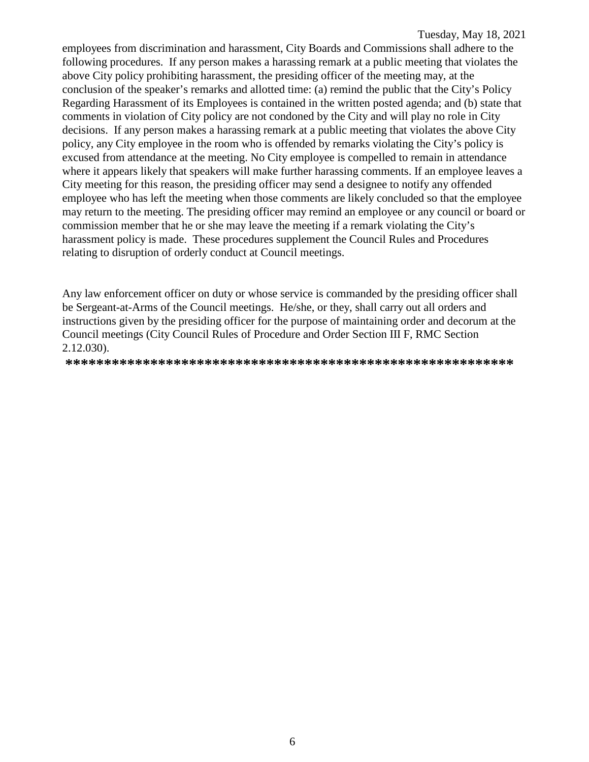employees from discrimination and harassment, City Boards and Commissions shall adhere to the following procedures. If any person makes a harassing remark at a public meeting that violates the above City policy prohibiting harassment, the presiding officer of the meeting may, at the conclusion of the speaker's remarks and allotted time: (a) remind the public that the City's Policy Regarding Harassment of its Employees is contained in the written posted agenda; and (b) state that comments in violation of City policy are not condoned by the City and will play no role in City decisions. If any person makes a harassing remark at a public meeting that violates the above City policy, any City employee in the room who is offended by remarks violating the City's policy is excused from attendance at the meeting. No City employee is compelled to remain in attendance where it appears likely that speakers will make further harassing comments. If an employee leaves a City meeting for this reason, the presiding officer may send a designee to notify any offended employee who has left the meeting when those comments are likely concluded so that the employee may return to the meeting. The presiding officer may remind an employee or any council or board or commission member that he or she may leave the meeting if a remark violating the City's harassment policy is made. These procedures supplement the Council Rules and Procedures relating to disruption of orderly conduct at Council meetings.

Any law enforcement officer on duty or whose service is commanded by the presiding officer shall be Sergeant-at-Arms of the Council meetings. He/she, or they, shall carry out all orders and instructions given by the presiding officer for the purpose of maintaining order and decorum at the Council meetings (City Council Rules of Procedure and Order Section III F, RMC Section 2.12.030).

**********************************************************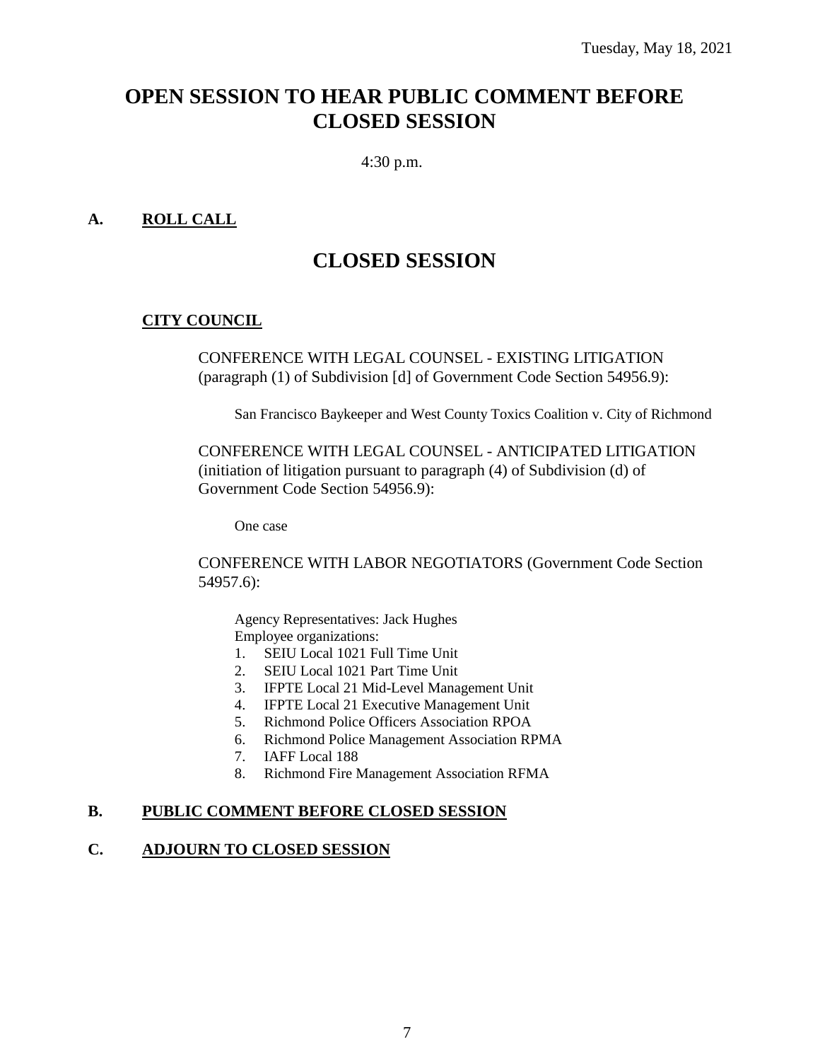Tuesday, May 18, 2021

# OPEN SESSION TO HEAR PUBLIC COMMENT BEFORE CLOSED SESSION

4:30 p.m.

## A. ROLL CALL

# CLOSED SESSION

### CITY COUNCIL

CONFERENCE WITH LEGAL COUNSEL - EXISTING LITIGATION (paragraph (1) of Subdivision [d] of Government Code Section 54956.9):

San Francisco Baykeeper and West County Toxics Coalition v. City of Richmond

CONFERENCE WITH LEGAL COUNSEL - ANTICIPATED LITIGATION (initiation of litigation pursuant to paragraph (4) of Subdivision (d) of Government Code Section 54956.9):

One case

CONFERENCE WITH LABOR NEGOTIATORS (Government Code Section 54957.6):

Agency Representatives: Jack Hughes
Employee organizations:

1. SEIU Local 1021 Full Time Unit
2. SEIU Local 1021 Part Time Unit
3. IFPTE Local 21 Mid-Level Management Unit
4. IFPTE Local 21 Executive Management Unit
5. Richmond Police Officers Association RPOA
6. Richmond Police Management Association RPMA
7. IAFF Local 188
8. Richmond Fire Management Association RFMA

## B. PUBLIC COMMENT BEFORE CLOSED SESSION

## C. ADJOURN TO CLOSED SESSION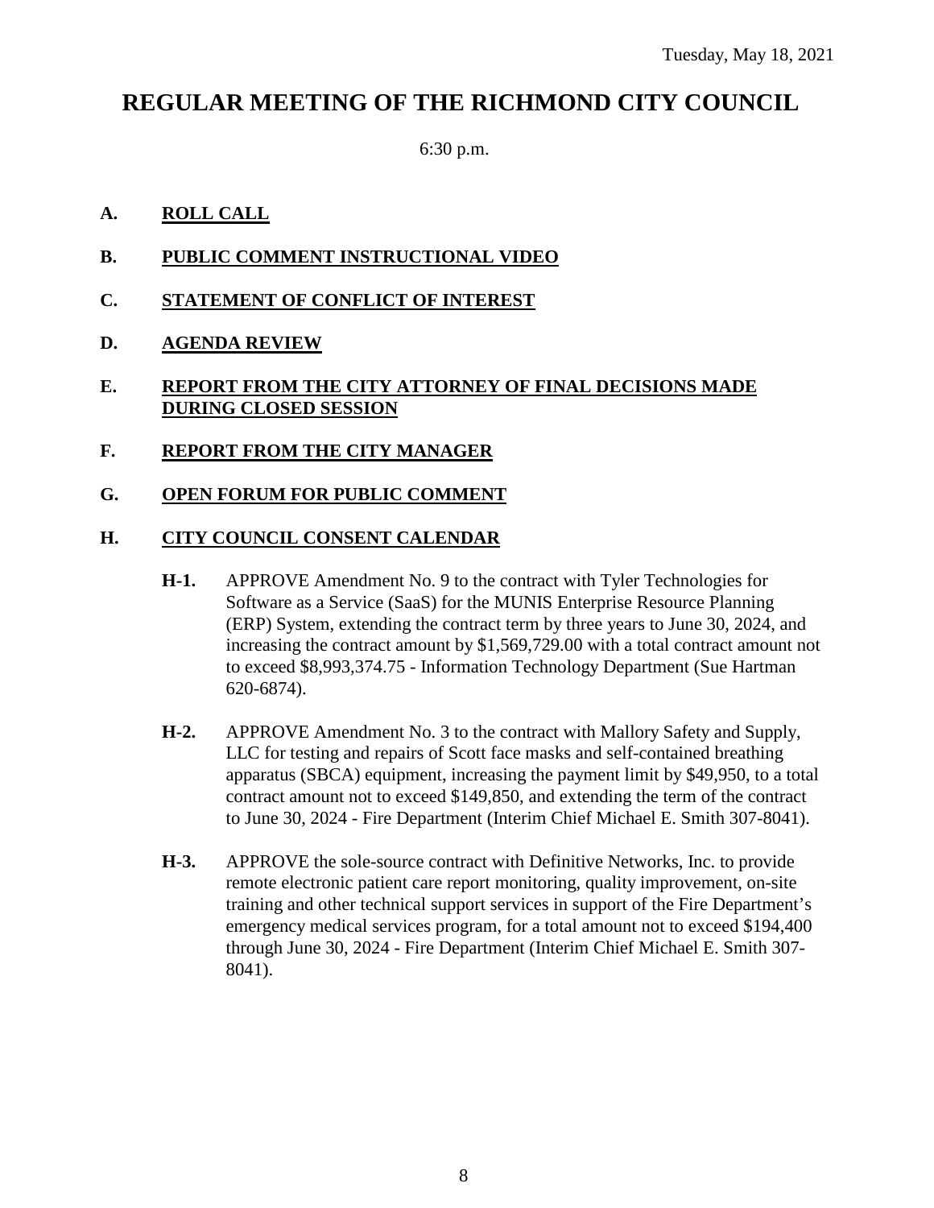Tuesday, May 18, 2021

# REGULAR MEETING OF THE RICHMOND CITY COUNCIL

6:30 p.m.

**A. ROLL CALL**

**B. PUBLIC COMMENT INSTRUCTIONAL VIDEO**

**C. STATEMENT OF CONFLICT OF INTEREST**

**D. AGENDA REVIEW**

**E. REPORT FROM THE CITY ATTORNEY OF FINAL DECISIONS MADE DURING CLOSED SESSION**

**F. REPORT FROM THE CITY MANAGER**

**G. OPEN FORUM FOR PUBLIC COMMENT**

**H. CITY COUNCIL CONSENT CALENDAR**

**H-1.** APPROVE Amendment No. 9 to the contract with Tyler Technologies for Software as a Service (SaaS) for the MUNIS Enterprise Resource Planning (ERP) System, extending the contract term by three years to June 30, 2024, and increasing the contract amount by $1,569,729.00 with a total contract amount not to exceed $8,993,374.75 - Information Technology Department (Sue Hartman 620-6874).

**H-2.** APPROVE Amendment No. 3 to the contract with Mallory Safety and Supply, LLC for testing and repairs of Scott face masks and self-contained breathing apparatus (SBCA) equipment, increasing the payment limit by $49,950, to a total contract amount not to exceed $149,850, and extending the term of the contract to June 30, 2024 - Fire Department (Interim Chief Michael E. Smith 307-8041).

**H-3.** APPROVE the sole-source contract with Definitive Networks, Inc. to provide remote electronic patient care report monitoring, quality improvement, on-site training and other technical support services in support of the Fire Department's emergency medical services program, for a total amount not to exceed $194,400 through June 30, 2024 - Fire Department (Interim Chief Michael E. Smith 307-8041).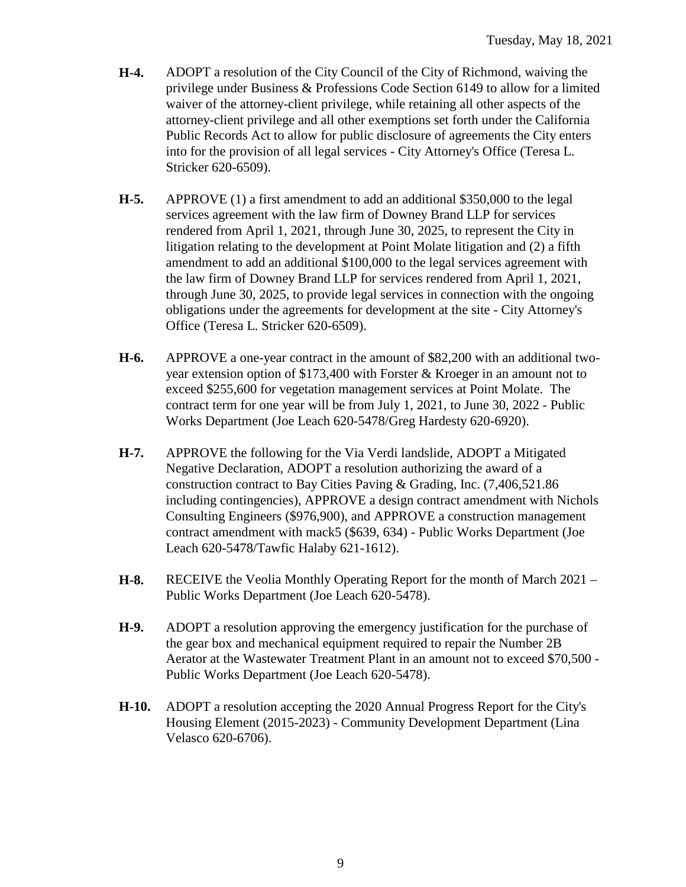**H-4.** ADOPT a resolution of the City Council of the City of Richmond, waiving the privilege under Business & Professions Code Section 6149 to allow for a limited waiver of the attorney-client privilege, while retaining all other aspects of the attorney-client privilege and all other exemptions set forth under the California Public Records Act to allow for public disclosure of agreements the City enters into for the provision of all legal services - City Attorney's Office (Teresa L. Stricker 620-6509).

**H-5.** APPROVE (1) a first amendment to add an additional $350,000 to the legal services agreement with the law firm of Downey Brand LLP for services rendered from April 1, 2021, through June 30, 2025, to represent the City in litigation relating to the development at Point Molate litigation and (2) a fifth amendment to add an additional $100,000 to the legal services agreement with the law firm of Downey Brand LLP for services rendered from April 1, 2021, through June 30, 2025, to provide legal services in connection with the ongoing obligations under the agreements for development at the site - City Attorney's Office (Teresa L. Stricker 620-6509).

**H-6.** APPROVE a one-year contract in the amount of $82,200 with an additional two-year extension option of $173,400 with Forster & Kroeger in an amount not to exceed $255,600 for vegetation management services at Point Molate. The contract term for one year will be from July 1, 2021, to June 30, 2022 - Public Works Department (Joe Leach 620-5478/Greg Hardesty 620-6920).

**H-7.** APPROVE the following for the Via Verdi landslide, ADOPT a Mitigated Negative Declaration, ADOPT a resolution authorizing the award of a construction contract to Bay Cities Paving & Grading, Inc. (7,406,521.86 including contingencies), APPROVE a design contract amendment with Nichols Consulting Engineers ($976,900), and APPROVE a construction management contract amendment with mack5 ($639, 634) - Public Works Department (Joe Leach 620-5478/Tawfic Halaby 621-1612).

**H-8.** RECEIVE the Veolia Monthly Operating Report for the month of March 2021 – Public Works Department (Joe Leach 620-5478).

**H-9.** ADOPT a resolution approving the emergency justification for the purchase of the gear box and mechanical equipment required to repair the Number 2B Aerator at the Wastewater Treatment Plant in an amount not to exceed $70,500 - Public Works Department (Joe Leach 620-5478).

**H-10.** ADOPT a resolution accepting the 2020 Annual Progress Report for the City's Housing Element (2015-2023) - Community Development Department (Lina Velasco 620-6706).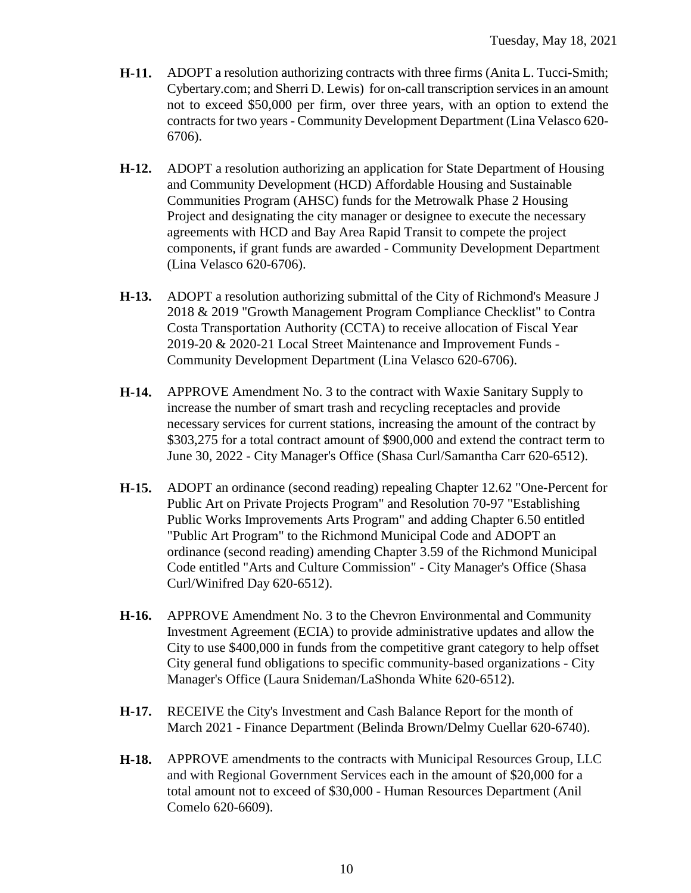**H-11.** ADOPT a resolution authorizing contracts with three firms (Anita L. Tucci-Smith; Cybertary.com; and Sherri D. Lewis) for on-call transcription services in an amount not to exceed $50,000 per firm, over three years, with an option to extend the contracts for two years - Community Development Department (Lina Velasco 620-6706).

**H-12.** ADOPT a resolution authorizing an application for State Department of Housing and Community Development (HCD) Affordable Housing and Sustainable Communities Program (AHSC) funds for the Metrowalk Phase 2 Housing Project and designating the city manager or designee to execute the necessary agreements with HCD and Bay Area Rapid Transit to compete the project components, if grant funds are awarded - Community Development Department (Lina Velasco 620-6706).

**H-13.** ADOPT a resolution authorizing submittal of the City of Richmond's Measure J 2018 & 2019 "Growth Management Program Compliance Checklist" to Contra Costa Transportation Authority (CCTA) to receive allocation of Fiscal Year 2019-20 & 2020-21 Local Street Maintenance and Improvement Funds - Community Development Department (Lina Velasco 620-6706).

**H-14.** APPROVE Amendment No. 3 to the contract with Waxie Sanitary Supply to increase the number of smart trash and recycling receptacles and provide necessary services for current stations, increasing the amount of the contract by $303,275 for a total contract amount of $900,000 and extend the contract term to June 30, 2022 - City Manager's Office (Shasa Curl/Samantha Carr 620-6512).

**H-15.** ADOPT an ordinance (second reading) repealing Chapter 12.62 "One-Percent for Public Art on Private Projects Program" and Resolution 70-97 "Establishing Public Works Improvements Arts Program" and adding Chapter 6.50 entitled "Public Art Program" to the Richmond Municipal Code and ADOPT an ordinance (second reading) amending Chapter 3.59 of the Richmond Municipal Code entitled "Arts and Culture Commission" - City Manager's Office (Shasa Curl/Winifred Day 620-6512).

**H-16.** APPROVE Amendment No. 3 to the Chevron Environmental and Community Investment Agreement (ECIA) to provide administrative updates and allow the City to use $400,000 in funds from the competitive grant category to help offset City general fund obligations to specific community-based organizations - City Manager's Office (Laura Snideman/LaShonda White 620-6512).

**H-17.** RECEIVE the City's Investment and Cash Balance Report for the month of March 2021 - Finance Department (Belinda Brown/Delmy Cuellar 620-6740).

**H-18.** APPROVE amendments to the contracts with Municipal Resources Group, LLC and with Regional Government Services each in the amount of $20,000 for a total amount not to exceed of $30,000 - Human Resources Department (Anil Comelo 620-6609).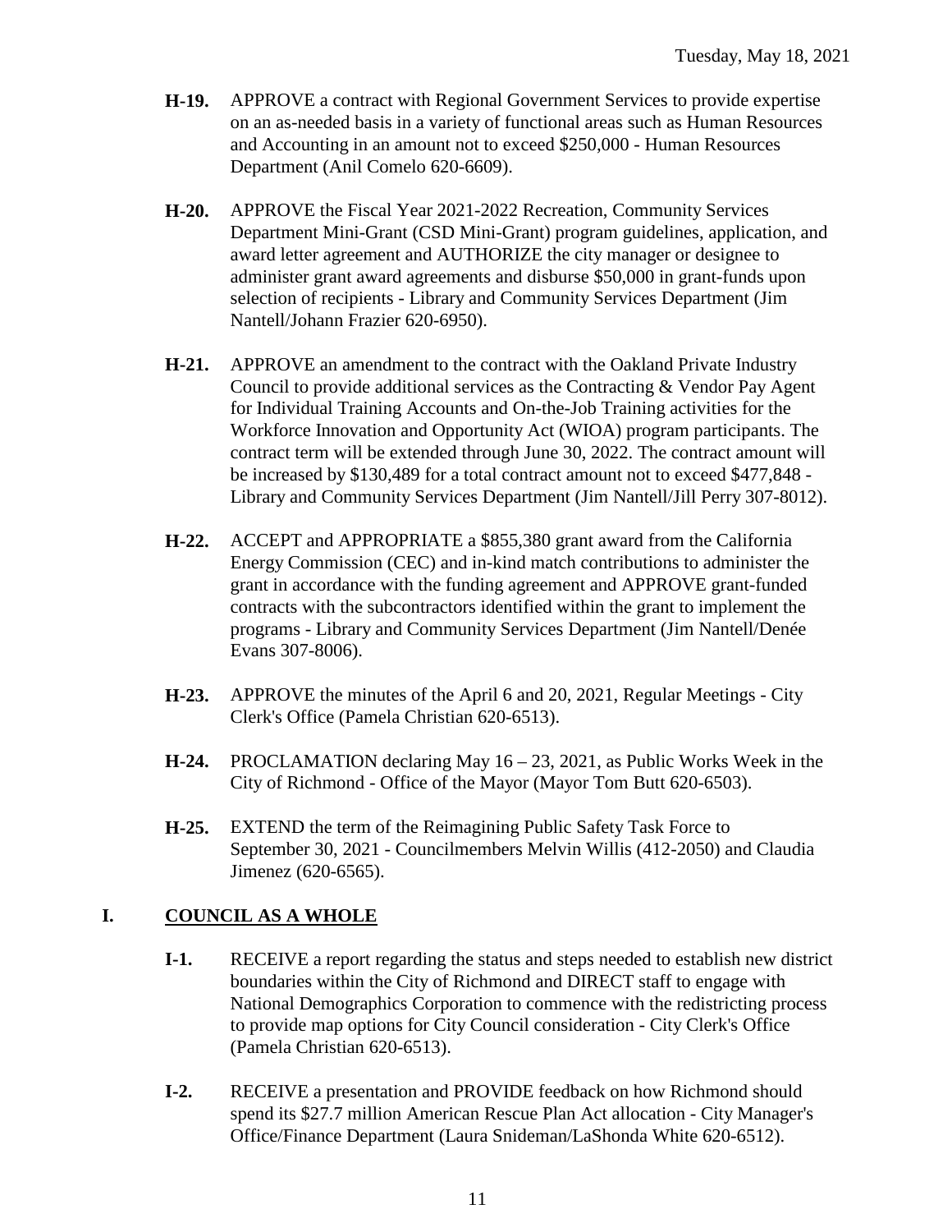- **H-19.** APPROVE a contract with Regional Government Services to provide expertise on an as-needed basis in a variety of functional areas such as Human Resources and Accounting in an amount not to exceed $250,000 - Human Resources Department (Anil Comelo 620-6609).

- **H-20.** APPROVE the Fiscal Year 2021-2022 Recreation, Community Services Department Mini-Grant (CSD Mini-Grant) program guidelines, application, and award letter agreement and AUTHORIZE the city manager or designee to administer grant award agreements and disburse $50,000 in grant-funds upon selection of recipients - Library and Community Services Department (Jim Nantell/Johann Frazier 620-6950).

- **H-21.** APPROVE an amendment to the contract with the Oakland Private Industry Council to provide additional services as the Contracting & Vendor Pay Agent for Individual Training Accounts and On-the-Job Training activities for the Workforce Innovation and Opportunity Act (WIOA) program participants. The contract term will be extended through June 30, 2022. The contract amount will be increased by $130,489 for a total contract amount not to exceed $477,848 - Library and Community Services Department (Jim Nantell/Jill Perry 307-8012).

- **H-22.** ACCEPT and APPROPRIATE a $855,380 grant award from the California Energy Commission (CEC) and in-kind match contributions to administer the grant in accordance with the funding agreement and APPROVE grant-funded contracts with the subcontractors identified within the grant to implement the programs - Library and Community Services Department (Jim Nantell/Denée Evans 307-8006).

- **H-23.** APPROVE the minutes of the April 6 and 20, 2021, Regular Meetings - City Clerk's Office (Pamela Christian 620-6513).

- **H-24.** PROCLAMATION declaring May 16 – 23, 2021, as Public Works Week in the City of Richmond - Office of the Mayor (Mayor Tom Butt 620-6503).

- **H-25.** EXTEND the term of the Reimagining Public Safety Task Force to September 30, 2021 - Councilmembers Melvin Willis (412-2050) and Claudia Jimenez (620-6565).

## I. COUNCIL AS A WHOLE

- **I-1.** RECEIVE a report regarding the status and steps needed to establish new district boundaries within the City of Richmond and DIRECT staff to engage with National Demographics Corporation to commence with the redistricting process to provide map options for City Council consideration - City Clerk's Office (Pamela Christian 620-6513).

- **I-2.** RECEIVE a presentation and PROVIDE feedback on how Richmond should spend its $27.7 million American Rescue Plan Act allocation - City Manager's Office/Finance Department (Laura Snideman/LaShonda White 620-6512).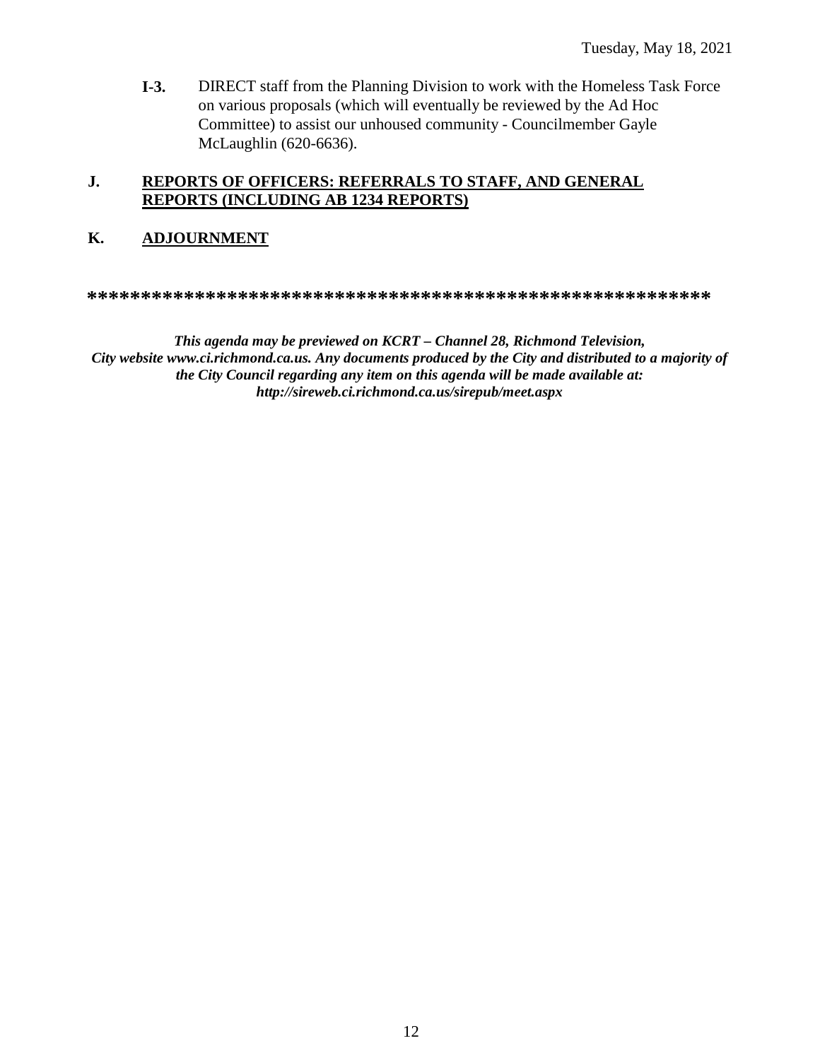**I-3.** DIRECT staff from the Planning Division to work with the Homeless Task Force on various proposals (which will eventually be reviewed by the Ad Hoc Committee) to assist our unhoused community - Councilmember Gayle McLaughlin (620-6636).

## J. REPORTS OF OFFICERS: REFERRALS TO STAFF, AND GENERAL REPORTS (INCLUDING AB 1234 REPORTS)

## K. ADJOURNMENT

**********************************************************

***This agenda may be previewed on KCRT – Channel 28, Richmond Television, City website www.ci.richmond.ca.us. Any documents produced by the City and distributed to a majority of the City Council regarding any item on this agenda will be made available at: http://sireweb.ci.richmond.ca.us/sirepub/meet.aspx***